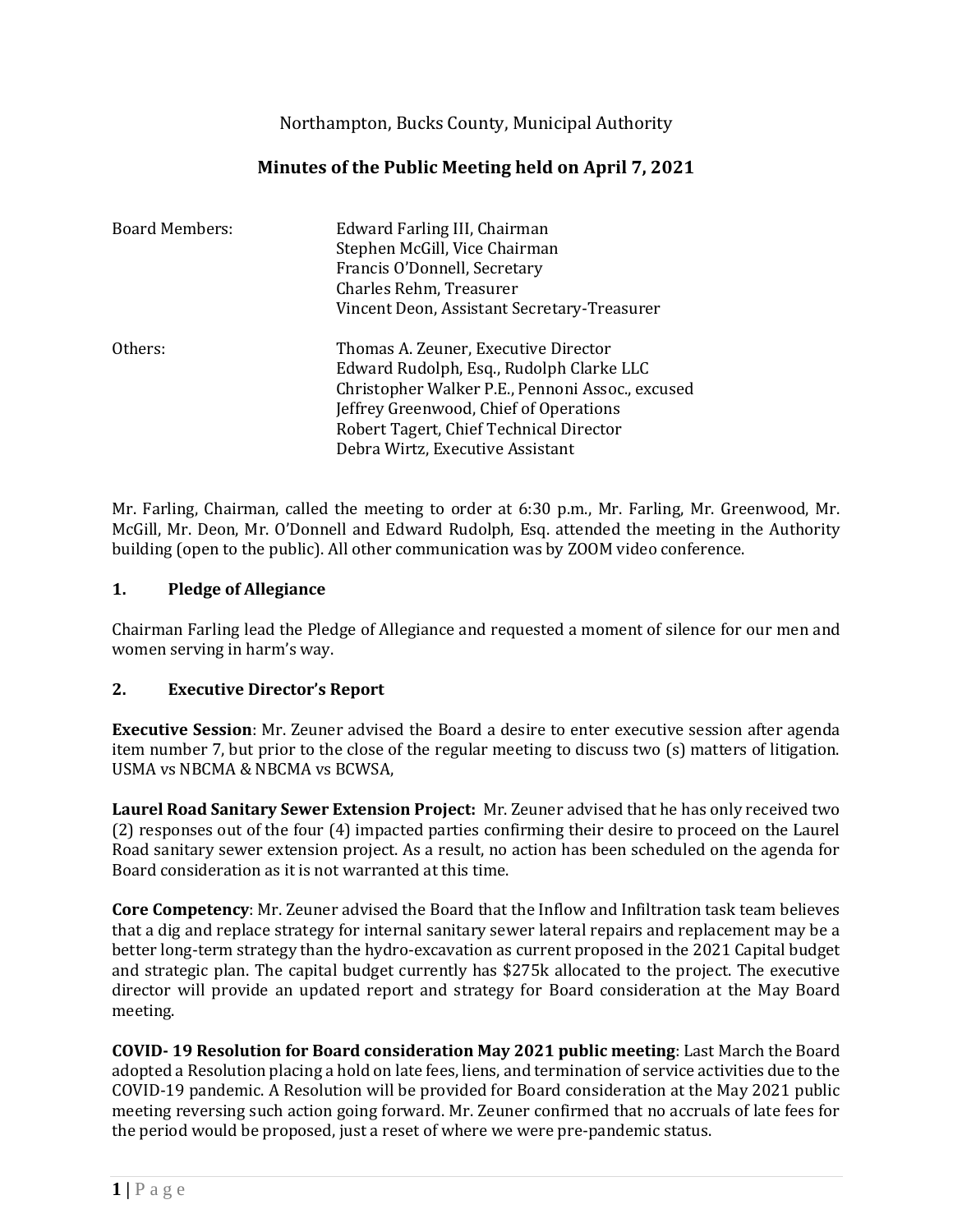Northampton, Bucks County, Municipal Authority

# Minutes of the Public Meeting held on April 7, 2021

| | |
|---|---|
| Board Members: | Edward Farling III, Chairman<br>Stephen McGill, Vice Chairman<br>Francis O'Donnell, Secretary<br>Charles Rehm, Treasurer<br>Vincent Deon, Assistant Secretary-Treasurer |
| Others: | Thomas A. Zeuner, Executive Director<br>Edward Rudolph, Esq., Rudolph Clarke LLC<br>Christopher Walker P.E., Pennoni Assoc., excused<br>Jeffrey Greenwood, Chief of Operations<br>Robert Tagert, Chief Technical Director<br>Debra Wirtz, Executive Assistant |

Mr. Farling, Chairman, called the meeting to order at 6:30 p.m., Mr. Farling, Mr. Greenwood, Mr. McGill, Mr. Deon, Mr. O'Donnell and Edward Rudolph, Esq. attended the meeting in the Authority building (open to the public). All other communication was by ZOOM video conference.

## 1. Pledge of Allegiance

Chairman Farling lead the Pledge of Allegiance and requested a moment of silence for our men and women serving in harm's way.

## 2. Executive Director's Report

**Executive Session**: Mr. Zeuner advised the Board a desire to enter executive session after agenda item number 7, but prior to the close of the regular meeting to discuss two (s) matters of litigation. USMA vs NBCMA & NBCMA vs BCWSA,

**Laurel Road Sanitary Sewer Extension Project:** Mr. Zeuner advised that he has only received two (2) responses out of the four (4) impacted parties confirming their desire to proceed on the Laurel Road sanitary sewer extension project. As a result, no action has been scheduled on the agenda for Board consideration as it is not warranted at this time.

**Core Competency**: Mr. Zeuner advised the Board that the Inflow and Infiltration task team believes that a dig and replace strategy for internal sanitary sewer lateral repairs and replacement may be a better long-term strategy than the hydro-excavation as current proposed in the 2021 Capital budget and strategic plan. The capital budget currently has $275k allocated to the project. The executive director will provide an updated report and strategy for Board consideration at the May Board meeting.

**COVID- 19 Resolution for Board consideration May 2021 public meeting**: Last March the Board adopted a Resolution placing a hold on late fees, liens, and termination of service activities due to the COVID-19 pandemic. A Resolution will be provided for Board consideration at the May 2021 public meeting reversing such action going forward. Mr. Zeuner confirmed that no accruals of late fees for the period would be proposed, just a reset of where we were pre-pandemic status.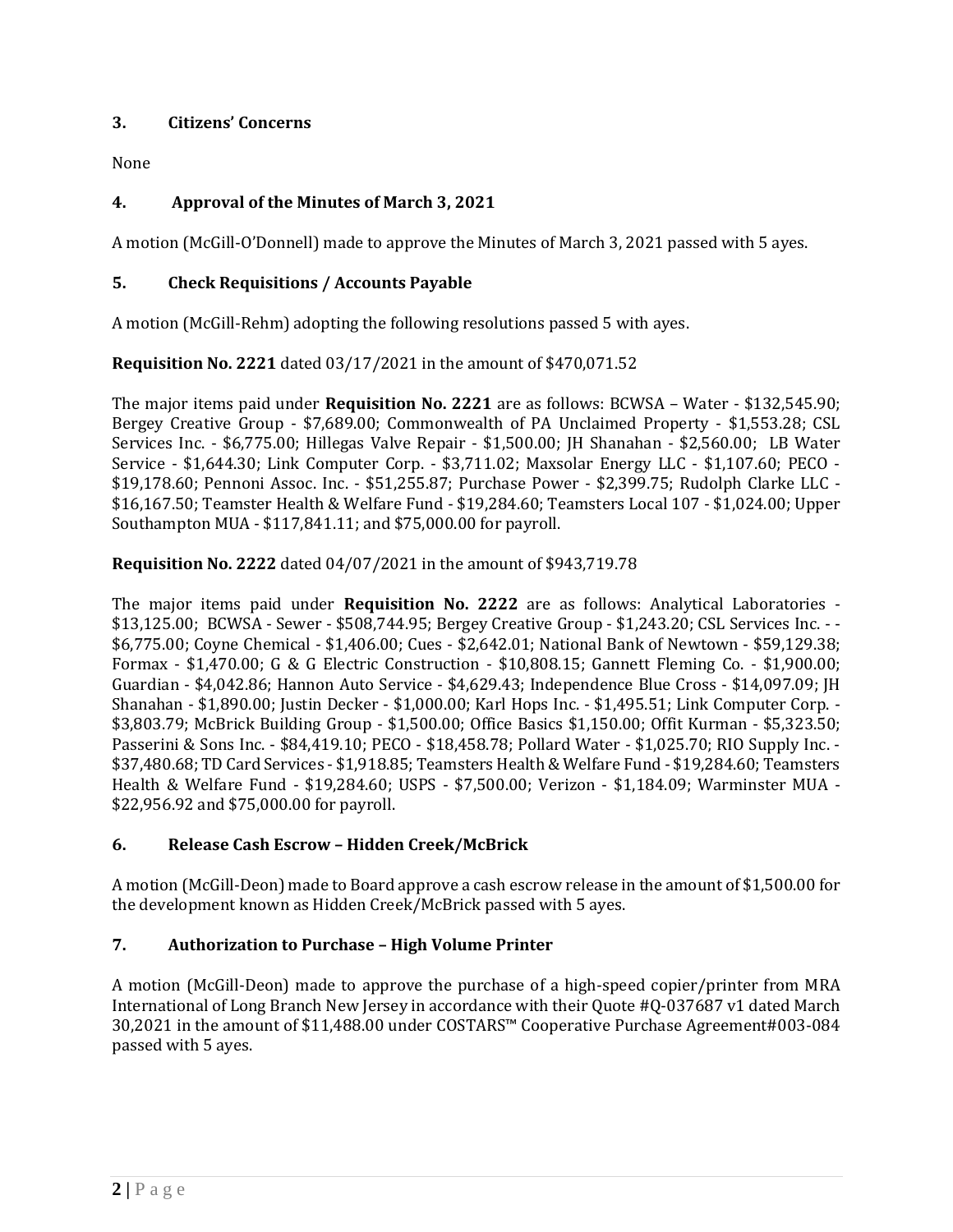## 3. Citizens' Concerns

None

## 4. Approval of the Minutes of March 3, 2021

A motion (McGill-O'Donnell) made to approve the Minutes of March 3, 2021 passed with 5 ayes.

## 5. Check Requisitions / Accounts Payable

A motion (McGill-Rehm) adopting the following resolutions passed 5 with ayes.

**Requisition No. 2221** dated 03/17/2021 in the amount of $470,071.52

The major items paid under **Requisition No. 2221** are as follows: BCWSA – Water - $132,545.90; Bergey Creative Group - $7,689.00; Commonwealth of PA Unclaimed Property - $1,553.28; CSL Services Inc. - $6,775.00; Hillegas Valve Repair - $1,500.00; JH Shanahan - $2,560.00; LB Water Service - $1,644.30; Link Computer Corp. - $3,711.02; Maxsolar Energy LLC - $1,107.60; PECO - $19,178.60; Pennoni Assoc. Inc. - $51,255.87; Purchase Power - $2,399.75; Rudolph Clarke LLC - $16,167.50; Teamster Health & Welfare Fund - $19,284.60; Teamsters Local 107 - $1,024.00; Upper Southampton MUA - $117,841.11; and $75,000.00 for payroll.

**Requisition No. 2222** dated 04/07/2021 in the amount of $943,719.78

The major items paid under **Requisition No. 2222** are as follows: Analytical Laboratories - $13,125.00; BCWSA - Sewer - $508,744.95; Bergey Creative Group - $1,243.20; CSL Services Inc. - - $6,775.00; Coyne Chemical - $1,406.00; Cues - $2,642.01; National Bank of Newtown - $59,129.38; Formax - $1,470.00; G & G Electric Construction - $10,808.15; Gannett Fleming Co. - $1,900.00; Guardian - $4,042.86; Hannon Auto Service - $4,629.43; Independence Blue Cross - $14,097.09; JH Shanahan - $1,890.00; Justin Decker - $1,000.00; Karl Hops Inc. - $1,495.51; Link Computer Corp. - $3,803.79; McBrick Building Group - $1,500.00; Office Basics $1,150.00; Offit Kurman - $5,323.50; Passerini & Sons Inc. - $84,419.10; PECO - $18,458.78; Pollard Water - $1,025.70; RIO Supply Inc. - $37,480.68; TD Card Services - $1,918.85; Teamsters Health & Welfare Fund - $19,284.60; Teamsters Health & Welfare Fund - $19,284.60; USPS - $7,500.00; Verizon - $1,184.09; Warminster MUA - $22,956.92 and $75,000.00 for payroll.

## 6. Release Cash Escrow – Hidden Creek/McBrick

A motion (McGill-Deon) made to Board approve a cash escrow release in the amount of $1,500.00 for the development known as Hidden Creek/McBrick passed with 5 ayes.

## 7. Authorization to Purchase – High Volume Printer

A motion (McGill-Deon) made to approve the purchase of a high-speed copier/printer from MRA International of Long Branch New Jersey in accordance with their Quote #Q-037687 v1 dated March 30,2021 in the amount of $11,488.00 under COSTARS™ Cooperative Purchase Agreement#003-084 passed with 5 ayes.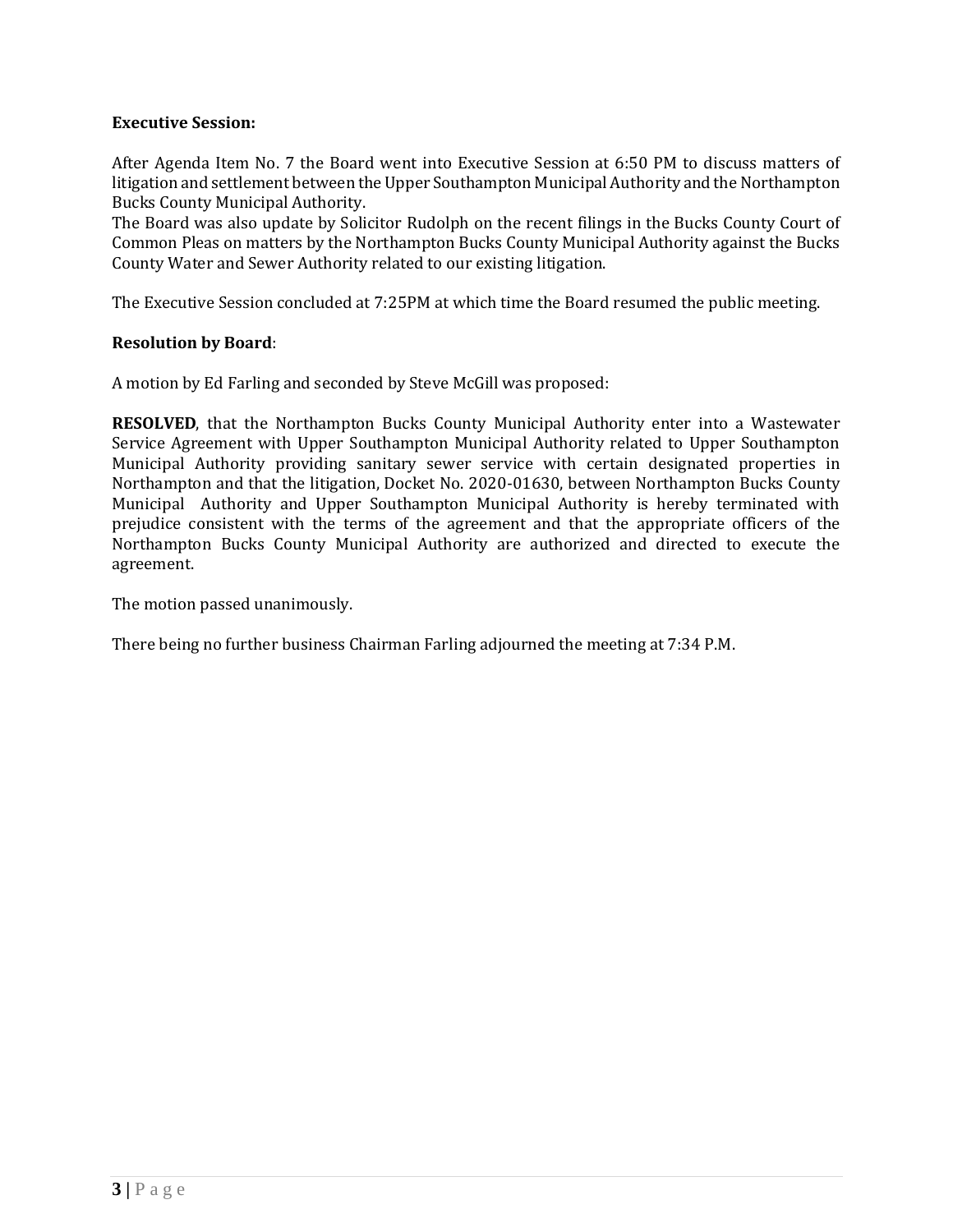**Executive Session:**

After Agenda Item No. 7 the Board went into Executive Session at 6:50 PM to discuss matters of litigation and settlement between the Upper Southampton Municipal Authority and the Northampton Bucks County Municipal Authority.
The Board was also update by Solicitor Rudolph on the recent filings in the Bucks County Court of Common Pleas on matters by the Northampton Bucks County Municipal Authority against the Bucks County Water and Sewer Authority related to our existing litigation.

The Executive Session concluded at 7:25PM at which time the Board resumed the public meeting.

**Resolution by Board**:

A motion by Ed Farling and seconded by Steve McGill was proposed:

**RESOLVED**, that the Northampton Bucks County Municipal Authority enter into a Wastewater Service Agreement with Upper Southampton Municipal Authority related to Upper Southampton Municipal Authority providing sanitary sewer service with certain designated properties in Northampton and that the litigation, Docket No. 2020-01630, between Northampton Bucks County Municipal Authority and Upper Southampton Municipal Authority is hereby terminated with prejudice consistent with the terms of the agreement and that the appropriate officers of the Northampton Bucks County Municipal Authority are authorized and directed to execute the agreement.

The motion passed unanimously.

There being no further business Chairman Farling adjourned the meeting at 7:34 P.M.